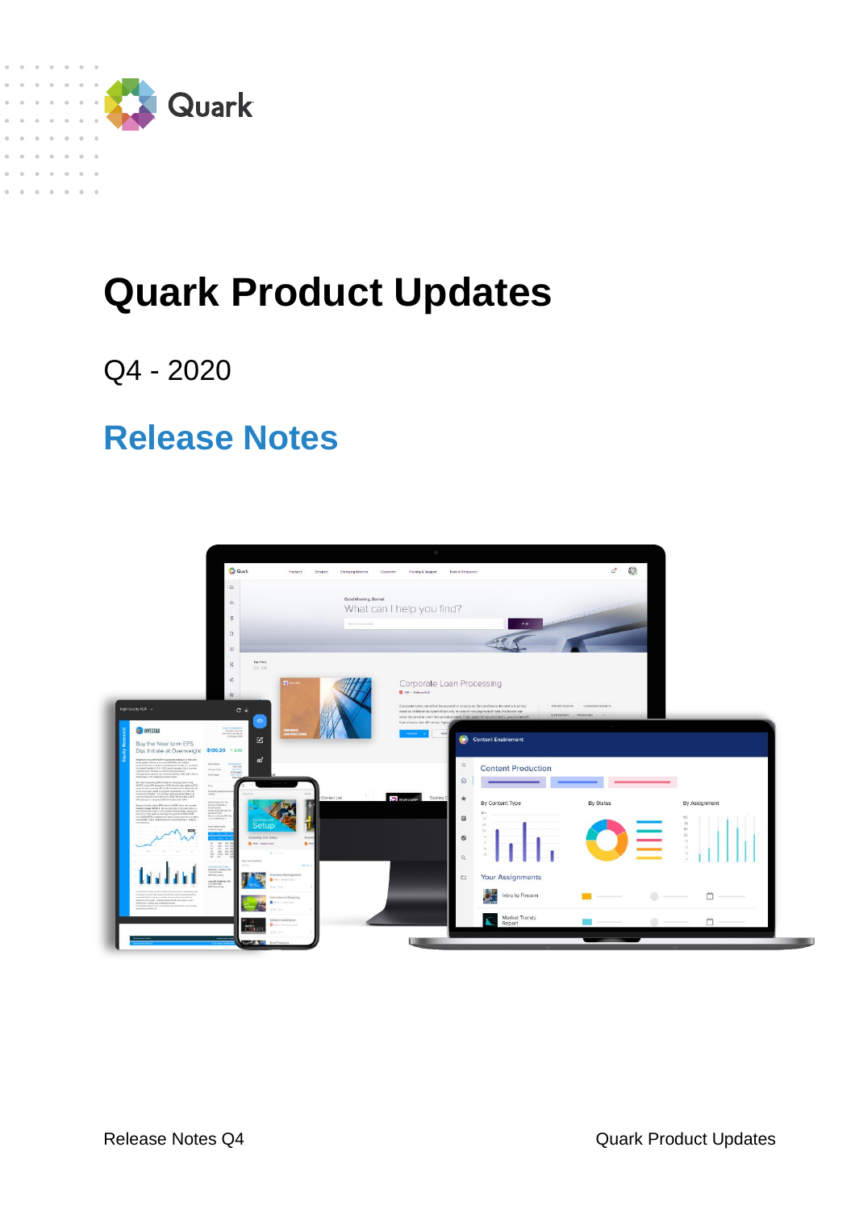Quark

# Quark Product Updates

Q4 - 2020

## Release Notes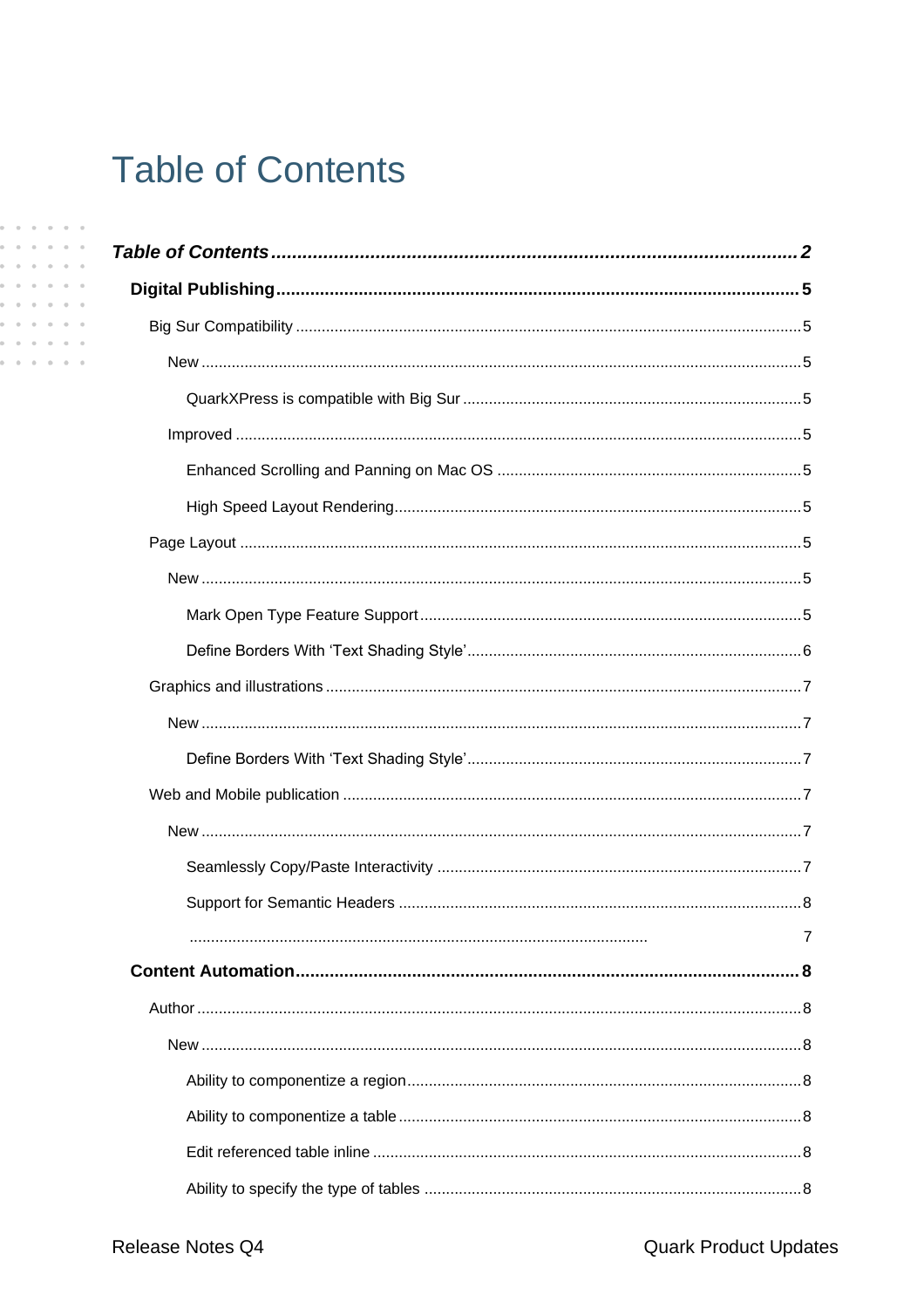# Table of Contents

*Table of Contents* ........................................................ *2*

**Digital Publishing** ........................................................ **5**

- Big Sur Compatibility ........................................................ 5
  - New ........................................................ 5
    - QuarkXPress is compatible with Big Sur ........................................................ 5
  - Improved ........................................................ 5
    - Enhanced Scrolling and Panning on Mac OS ........................................................ 5
    - High Speed Layout Rendering ........................................................ 5
- Page Layout ........................................................ 5
  - New ........................................................ 5
    - Mark Open Type Feature Support ........................................................ 5
    - Define Borders With 'Text Shading Style' ........................................................ 6
- Graphics and illustrations ........................................................ 7
  - New ........................................................ 7
    - Define Borders With 'Text Shading Style' ........................................................ 7
- Web and Mobile publication ........................................................ 7
  - New ........................................................ 7
    - Seamlessly Copy/Paste Interactivity ........................................................ 7
    - Support for Semantic Headers ........................................................ 8
    - ........................................................ 7

**Content Automation** ........................................................ **8**

- Author ........................................................ 8
  - New ........................................................ 8
    - Ability to componentize a region ........................................................ 8
    - Ability to componentize a table ........................................................ 8
    - Edit referenced table inline ........................................................ 8
    - Ability to specify the type of tables ........................................................ 8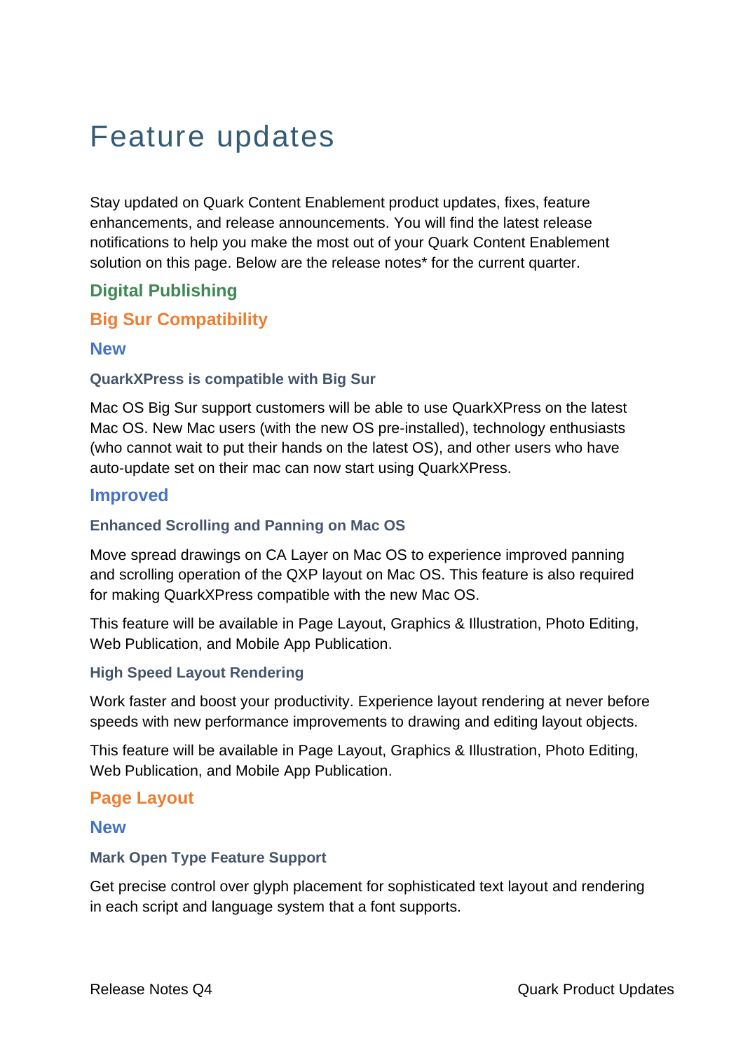# Feature updates

Stay updated on Quark Content Enablement product updates, fixes, feature enhancements, and release announcements. You will find the latest release notifications to help you make the most out of your Quark Content Enablement solution on this page. Below are the release notes* for the current quarter.

## Digital Publishing

### Big Sur Compatibility

#### New

##### QuarkXPress is compatible with Big Sur

Mac OS Big Sur support customers will be able to use QuarkXPress on the latest Mac OS. New Mac users (with the new OS pre-installed), technology enthusiasts (who cannot wait to put their hands on the latest OS), and other users who have auto-update set on their mac can now start using QuarkXPress.

#### Improved

##### Enhanced Scrolling and Panning on Mac OS

Move spread drawings on CA Layer on Mac OS to experience improved panning and scrolling operation of the QXP layout on Mac OS. This feature is also required for making QuarkXPress compatible with the new Mac OS.

This feature will be available in Page Layout, Graphics & Illustration, Photo Editing, Web Publication, and Mobile App Publication.

##### High Speed Layout Rendering

Work faster and boost your productivity. Experience layout rendering at never before speeds with new performance improvements to drawing and editing layout objects.

This feature will be available in Page Layout, Graphics & Illustration, Photo Editing, Web Publication, and Mobile App Publication.

### Page Layout

#### New

##### Mark Open Type Feature Support

Get precise control over glyph placement for sophisticated text layout and rendering in each script and language system that a font supports.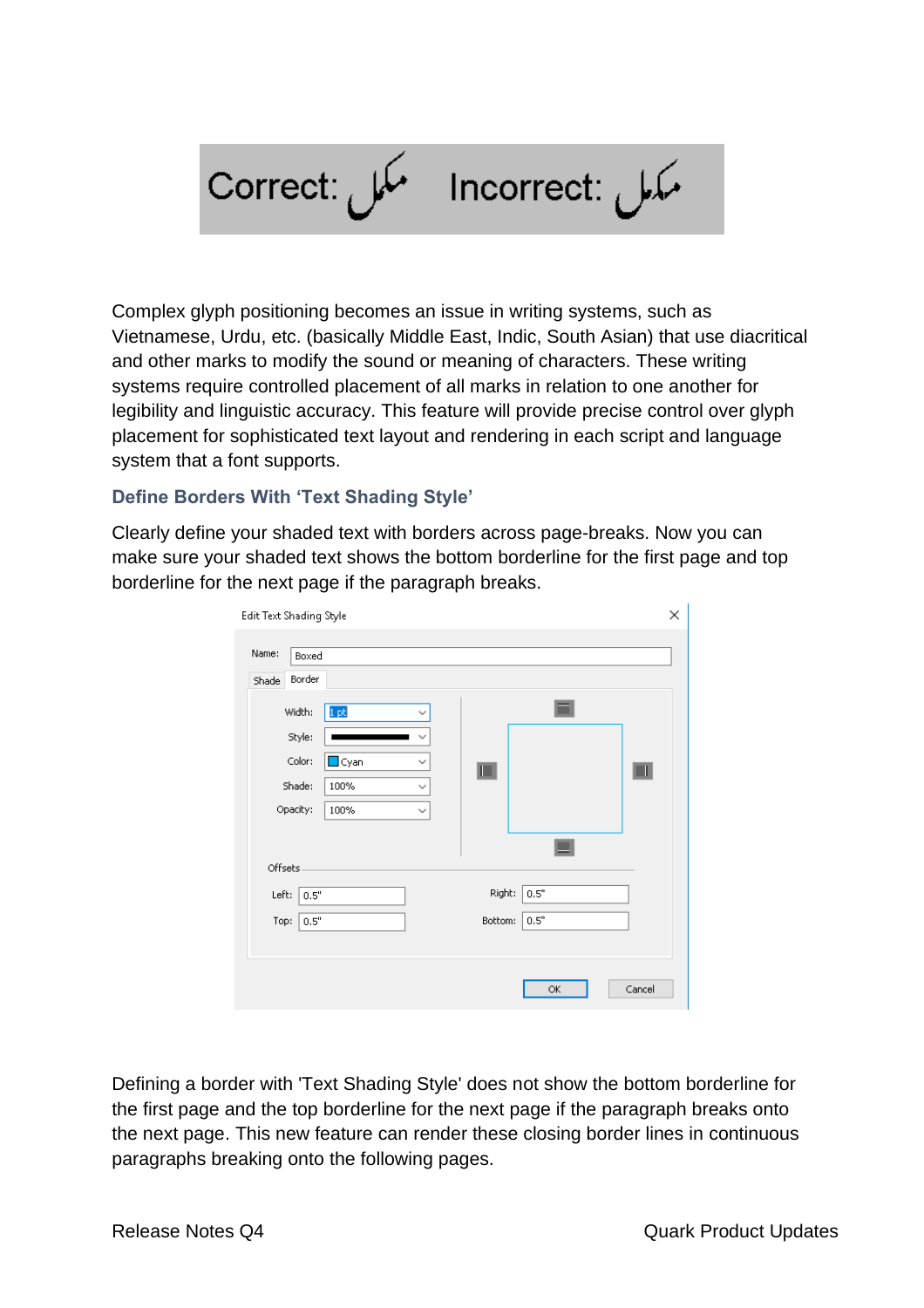Complex glyph positioning becomes an issue in writing systems, such as Vietnamese, Urdu, etc. (basically Middle East, Indic, South Asian) that use diacritical and other marks to modify the sound or meaning of characters. These writing systems require controlled placement of all marks in relation to one another for legibility and linguistic accuracy. This feature will provide precise control over glyph placement for sophisticated text layout and rendering in each script and language system that a font supports.

### Define Borders With ‘Text Shading Style’

Clearly define your shaded text with borders across page-breaks. Now you can make sure your shaded text shows the bottom borderline for the first page and top borderline for the next page if the paragraph breaks.

Defining a border with 'Text Shading Style' does not show the bottom borderline for the first page and the top borderline for the next page if the paragraph breaks onto the next page. This new feature can render these closing border lines in continuous paragraphs breaking onto the following pages.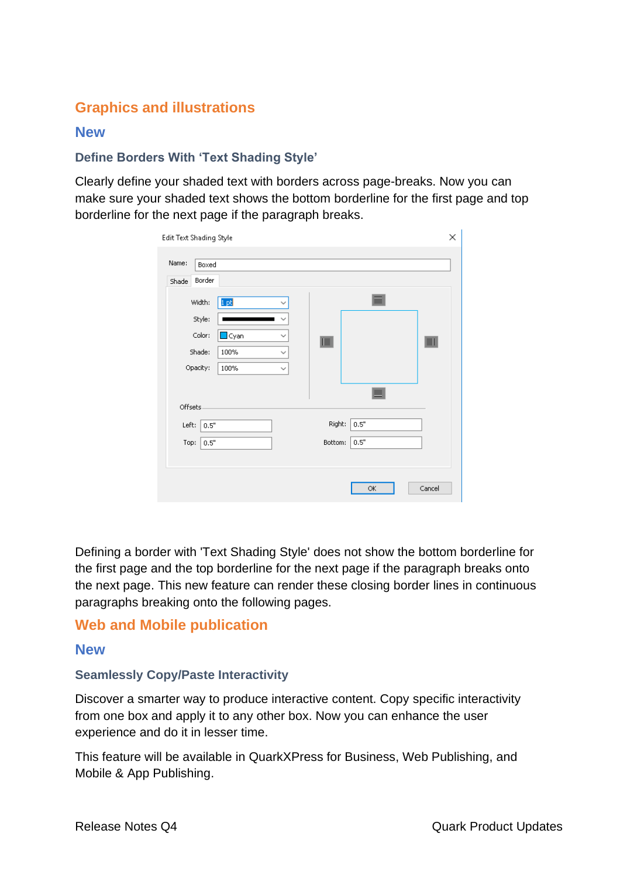## Graphics and illustrations

### New

#### Define Borders With 'Text Shading Style'

Clearly define your shaded text with borders across page-breaks. Now you can make sure your shaded text shows the bottom borderline for the first page and top borderline for the next page if the paragraph breaks.

Defining a border with 'Text Shading Style' does not show the bottom borderline for the first page and the top borderline for the next page if the paragraph breaks onto the next page. This new feature can render these closing border lines in continuous paragraphs breaking onto the following pages.

## Web and Mobile publication

### New

#### Seamlessly Copy/Paste Interactivity

Discover a smarter way to produce interactive content. Copy specific interactivity from one box and apply it to any other box. Now you can enhance the user experience and do it in lesser time.

This feature will be available in QuarkXPress for Business, Web Publishing, and Mobile & App Publishing.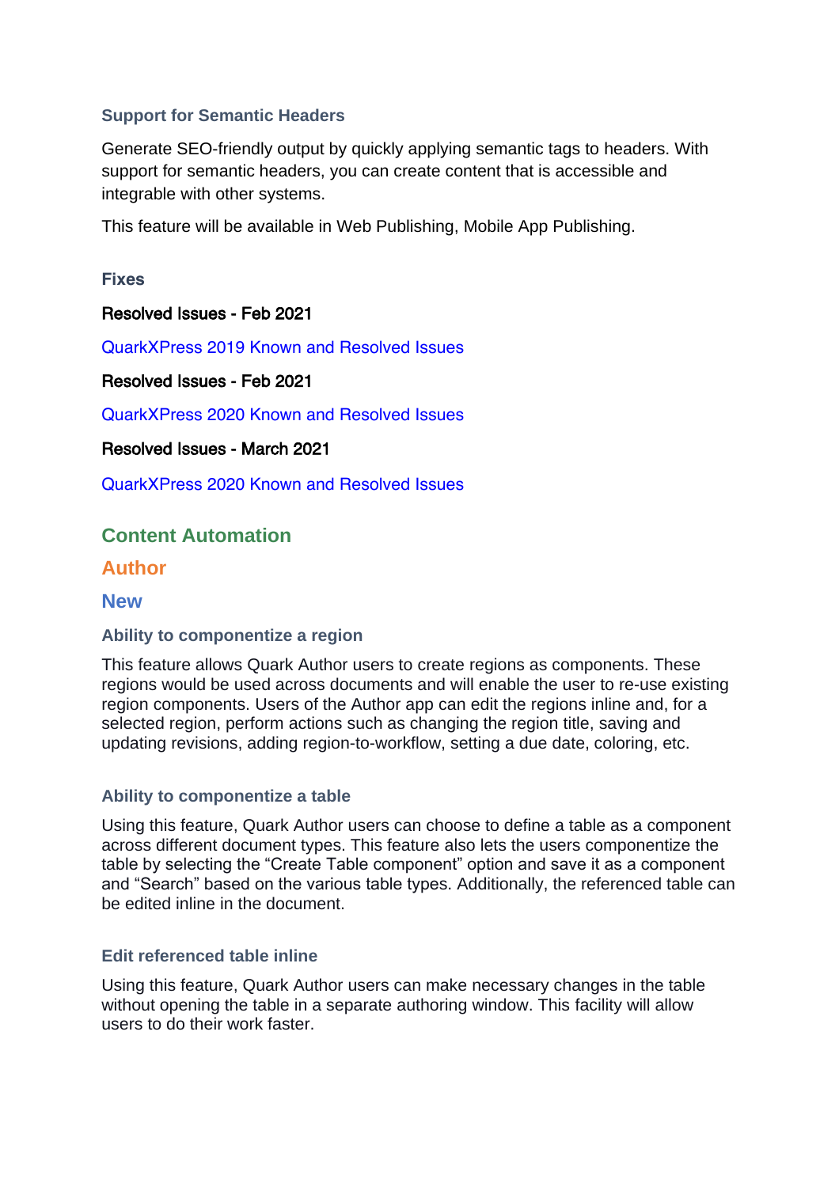#### Support for Semantic Headers

Generate SEO-friendly output by quickly applying semantic tags to headers. With support for semantic headers, you can create content that is accessible and integrable with other systems.

This feature will be available in Web Publishing, Mobile App Publishing.

#### Fixes

Resolved Issues - Feb 2021

QuarkXPress 2019 Known and Resolved Issues

Resolved Issues - Feb 2021

QuarkXPress 2020 Known and Resolved Issues

Resolved Issues - March 2021

QuarkXPress 2020 Known and Resolved Issues

## Content Automation

## Author

### New

#### Ability to componentize a region

This feature allows Quark Author users to create regions as components. These regions would be used across documents and will enable the user to re-use existing region components. Users of the Author app can edit the regions inline and, for a selected region, perform actions such as changing the region title, saving and updating revisions, adding region-to-workflow, setting a due date, coloring, etc.

#### Ability to componentize a table

Using this feature, Quark Author users can choose to define a table as a component across different document types. This feature also lets the users componentize the table by selecting the "Create Table component" option and save it as a component and "Search" based on the various table types. Additionally, the referenced table can be edited inline in the document.

#### Edit referenced table inline

Using this feature, Quark Author users can make necessary changes in the table without opening the table in a separate authoring window. This facility will allow users to do their work faster.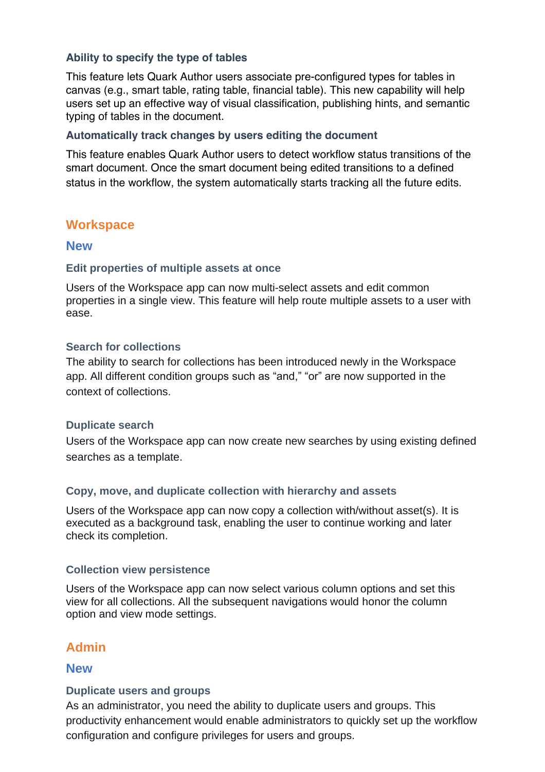#### Ability to specify the type of tables

This feature lets Quark Author users associate pre-configured types for tables in canvas (e.g., smart table, rating table, financial table). This new capability will help users set up an effective way of visual classification, publishing hints, and semantic typing of tables in the document.

#### Automatically track changes by users editing the document

This feature enables Quark Author users to detect workflow status transitions of the smart document. Once the smart document being edited transitions to a defined status in the workflow, the system automatically starts tracking all the future edits.

## Workspace

### New

#### Edit properties of multiple assets at once

Users of the Workspace app can now multi-select assets and edit common properties in a single view. This feature will help route multiple assets to a user with ease.

#### Search for collections

The ability to search for collections has been introduced newly in the Workspace app. All different condition groups such as "and," "or" are now supported in the context of collections.

#### Duplicate search

Users of the Workspace app can now create new searches by using existing defined searches as a template.

#### Copy, move, and duplicate collection with hierarchy and assets

Users of the Workspace app can now copy a collection with/without asset(s). It is executed as a background task, enabling the user to continue working and later check its completion.

#### Collection view persistence

Users of the Workspace app can now select various column options and set this view for all collections. All the subsequent navigations would honor the column option and view mode settings.

## Admin

### New

#### Duplicate users and groups

As an administrator, you need the ability to duplicate users and groups. This productivity enhancement would enable administrators to quickly set up the workflow configuration and configure privileges for users and groups.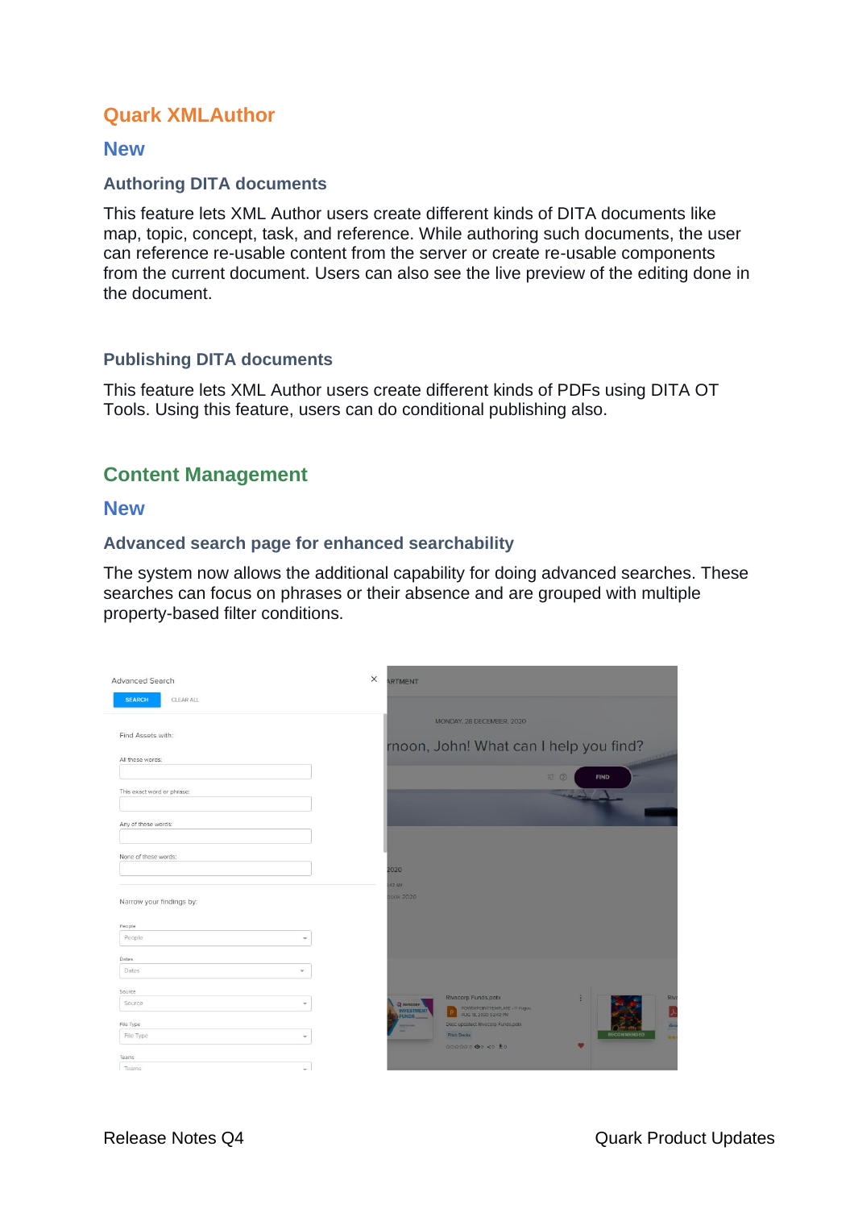## Quark XMLAuthor

### New

#### Authoring DITA documents

This feature lets XML Author users create different kinds of DITA documents like map, topic, concept, task, and reference. While authoring such documents, the user can reference re-usable content from the server or create re-usable components from the current document. Users can also see the live preview of the editing done in the document.

#### Publishing DITA documents

This feature lets XML Author users create different kinds of PDFs using DITA OT Tools. Using this feature, users can do conditional publishing also.

## Content Management

### New

#### Advanced search page for enhanced searchability

The system now allows the additional capability for doing advanced searches. These searches can focus on phrases or their absence and are grouped with multiple property-based filter conditions.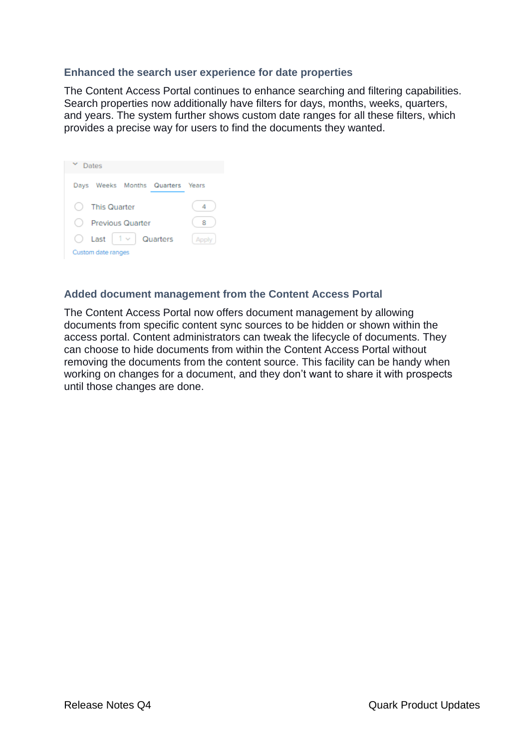### Enhanced the search user experience for date properties

The Content Access Portal continues to enhance searching and filtering capabilities. Search properties now additionally have filters for days, months, weeks, quarters, and years. The system further shows custom date ranges for all these filters, which provides a precise way for users to find the documents they wanted.

### Added document management from the Content Access Portal

The Content Access Portal now offers document management by allowing documents from specific content sync sources to be hidden or shown within the access portal. Content administrators can tweak the lifecycle of documents. They can choose to hide documents from within the Content Access Portal without removing the documents from the content source. This facility can be handy when working on changes for a document, and they don't want to share it with prospects until those changes are done.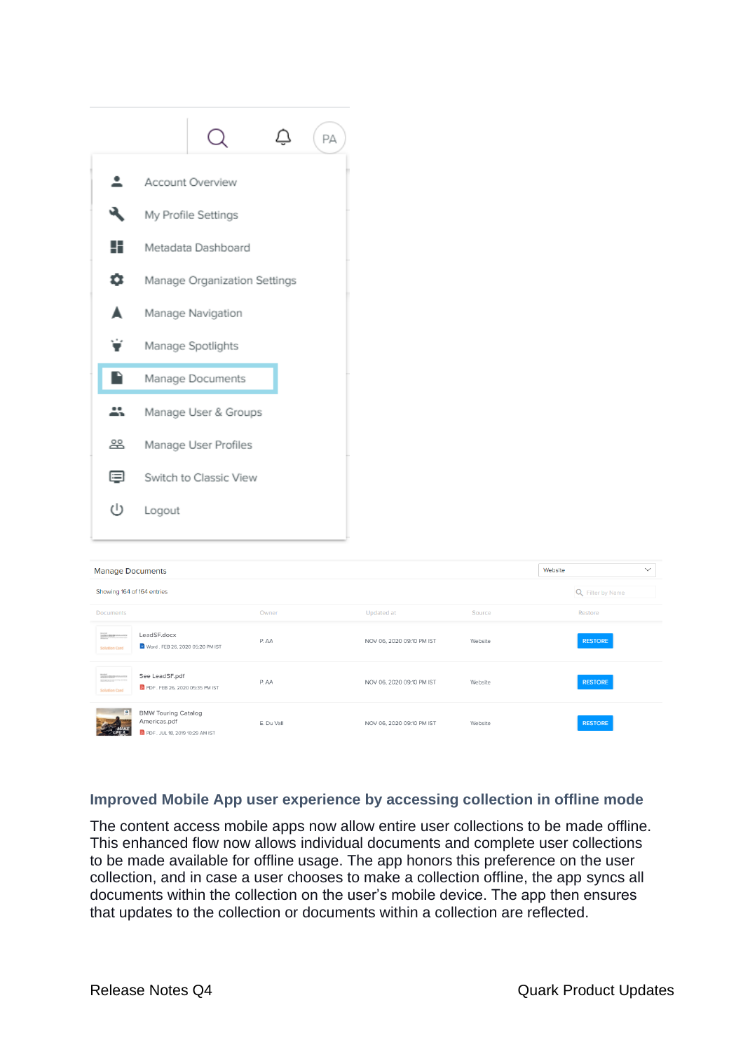## Improved Mobile App user experience by accessing collection in offline mode

The content access mobile apps now allow entire user collections to be made offline. This enhanced flow now allows individual documents and complete user collections to be made available for offline usage. The app honors this preference on the user collection, and in case a user chooses to make a collection offline, the app syncs all documents within the collection on the user's mobile device. The app then ensures that updates to the collection or documents within a collection are reflected.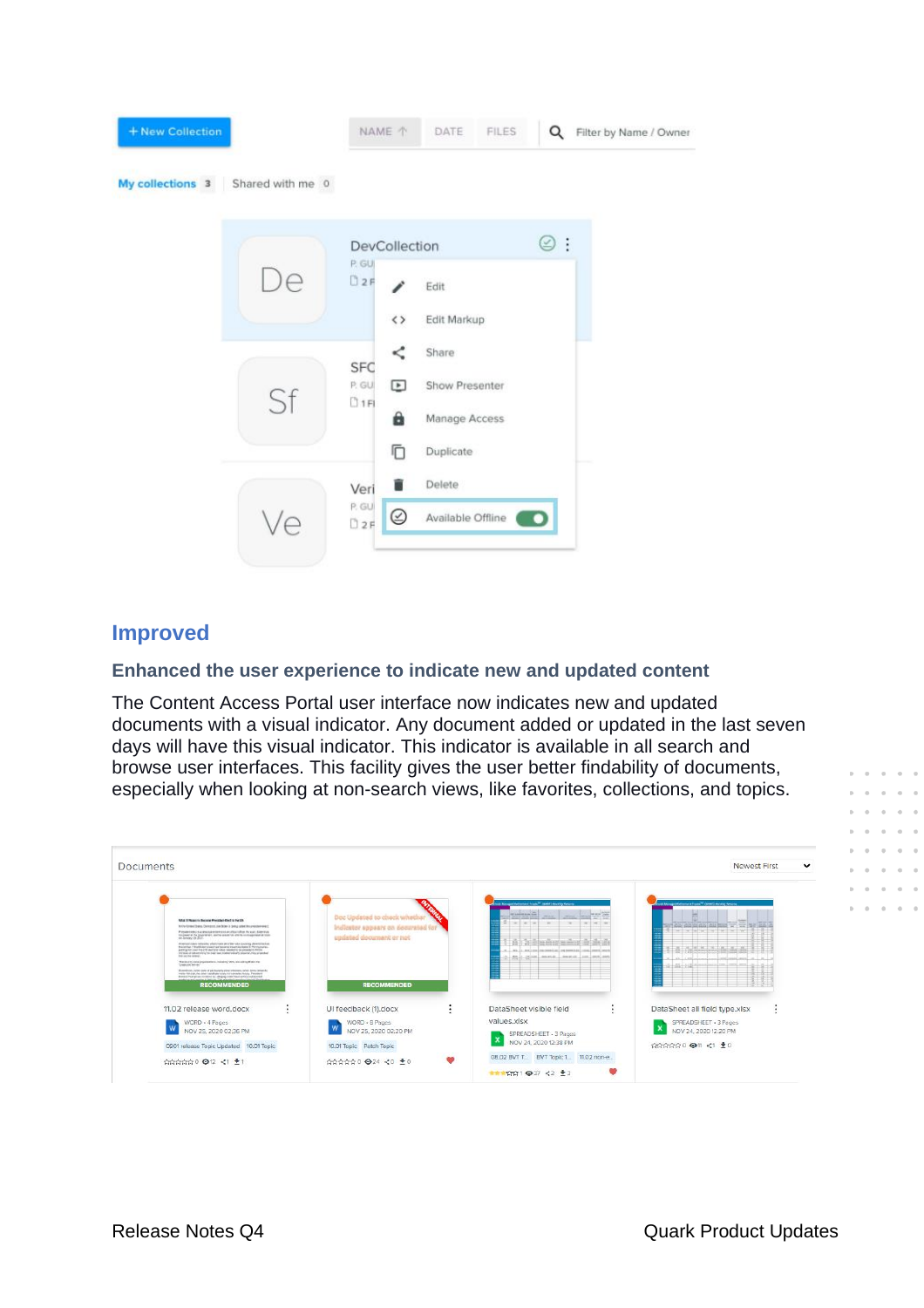## Improved

### Enhanced the user experience to indicate new and updated content

The Content Access Portal user interface now indicates new and updated documents with a visual indicator. Any document added or updated in the last seven days will have this visual indicator. This indicator is available in all search and browse user interfaces. This facility gives the user better findability of documents, especially when looking at non-search views, like favorites, collections, and topics.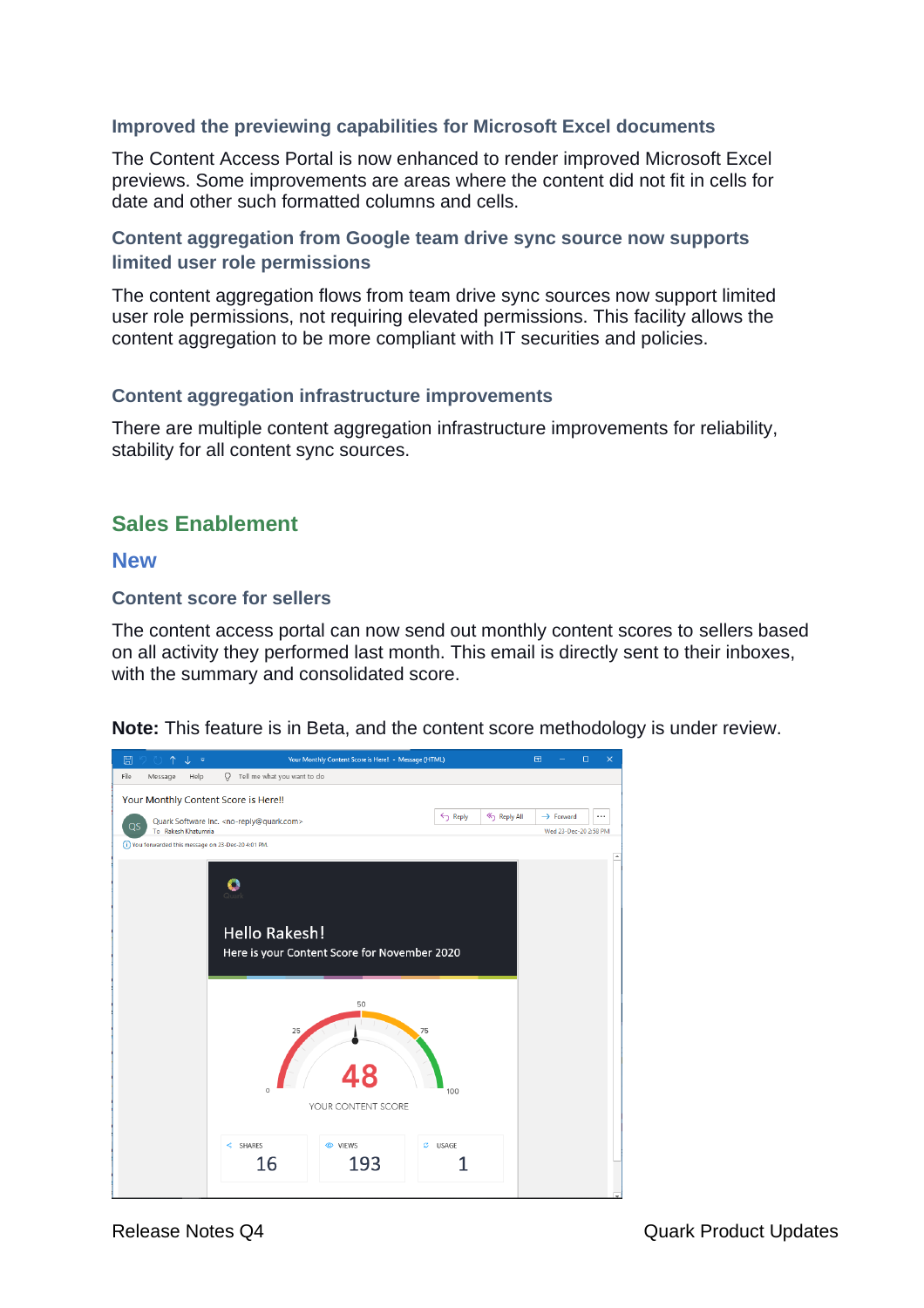### Improved the previewing capabilities for Microsoft Excel documents

The Content Access Portal is now enhanced to render improved Microsoft Excel previews. Some improvements are areas where the content did not fit in cells for date and other such formatted columns and cells.

### Content aggregation from Google team drive sync source now supports limited user role permissions

The content aggregation flows from team drive sync sources now support limited user role permissions, not requiring elevated permissions. This facility allows the content aggregation to be more compliant with IT securities and policies.

### Content aggregation infrastructure improvements

There are multiple content aggregation infrastructure improvements for reliability, stability for all content sync sources.

## Sales Enablement

## New

### Content score for sellers

The content access portal can now send out monthly content scores to sellers based on all activity they performed last month. This email is directly sent to their inboxes, with the summary and consolidated score.

**Note:** This feature is in Beta, and the content score methodology is under review.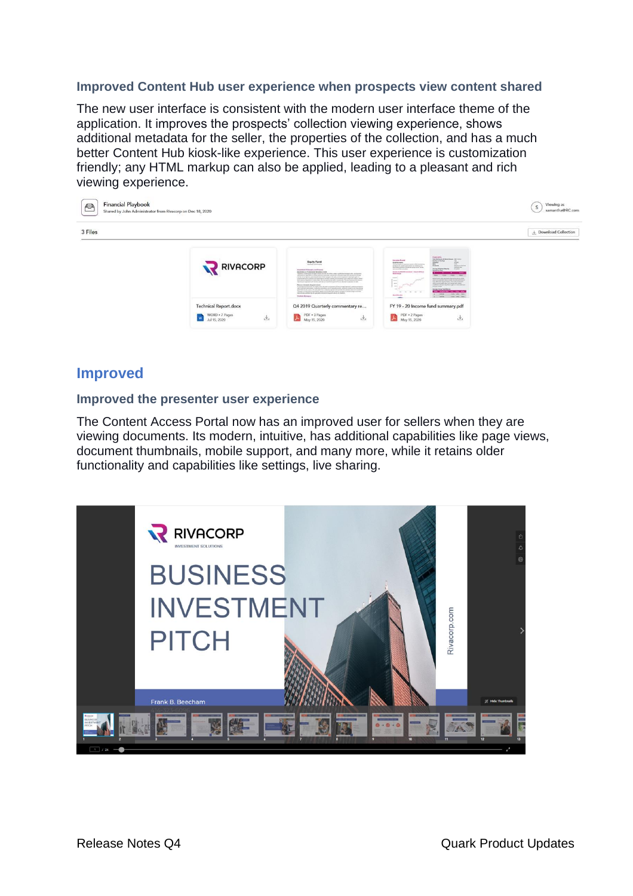### Improved Content Hub user experience when prospects view content shared

The new user interface is consistent with the modern user interface theme of the application. It improves the prospects' collection viewing experience, shows additional metadata for the seller, the properties of the collection, and has a much better Content Hub kiosk-like experience. This user experience is customization friendly; any HTML markup can also be applied, leading to a pleasant and rich viewing experience.

## Improved

### Improved the presenter user experience

The Content Access Portal now has an improved user for sellers when they are viewing documents. Its modern, intuitive, has additional capabilities like page views, document thumbnails, mobile support, and many more, while it retains older functionality and capabilities like settings, live sharing.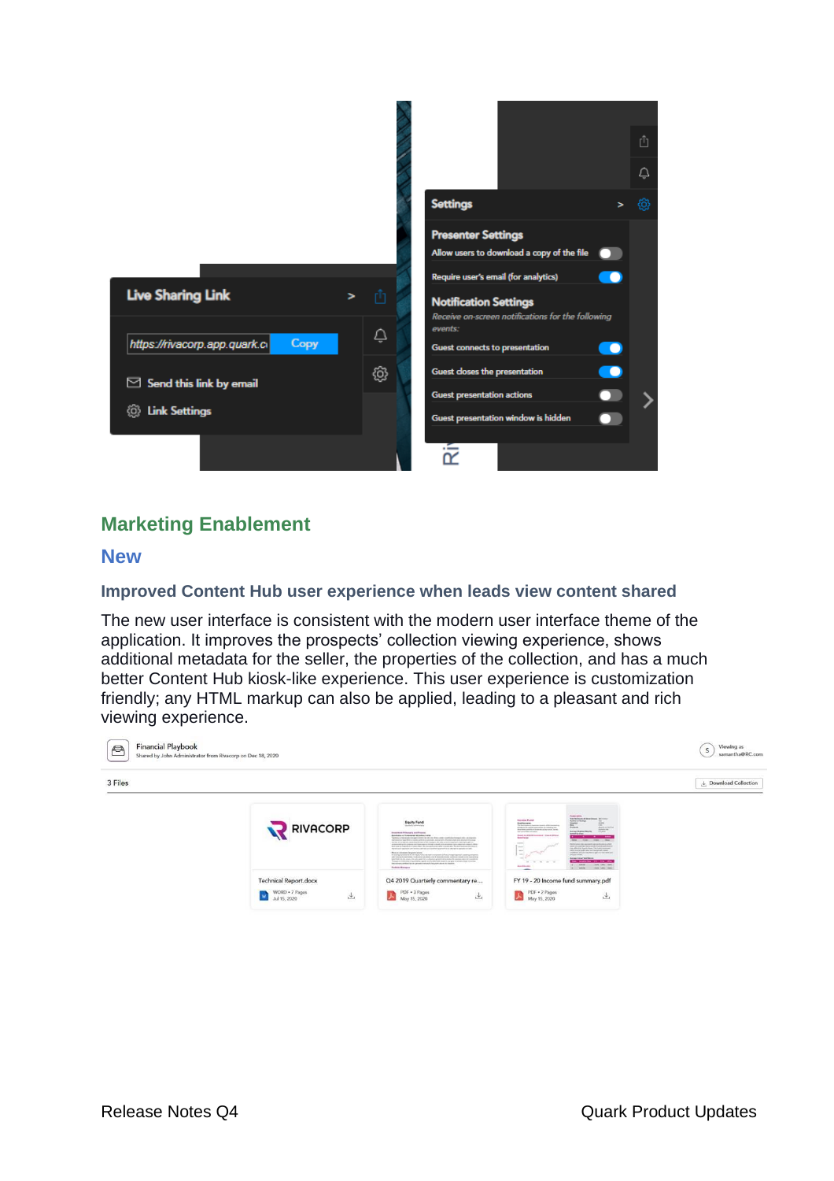## Marketing Enablement

### New

#### Improved Content Hub user experience when leads view content shared

The new user interface is consistent with the modern user interface theme of the application. It improves the prospects' collection viewing experience, shows additional metadata for the seller, the properties of the collection, and has a much better Content Hub kiosk-like experience. This user experience is customization friendly; any HTML markup can also be applied, leading to a pleasant and rich viewing experience.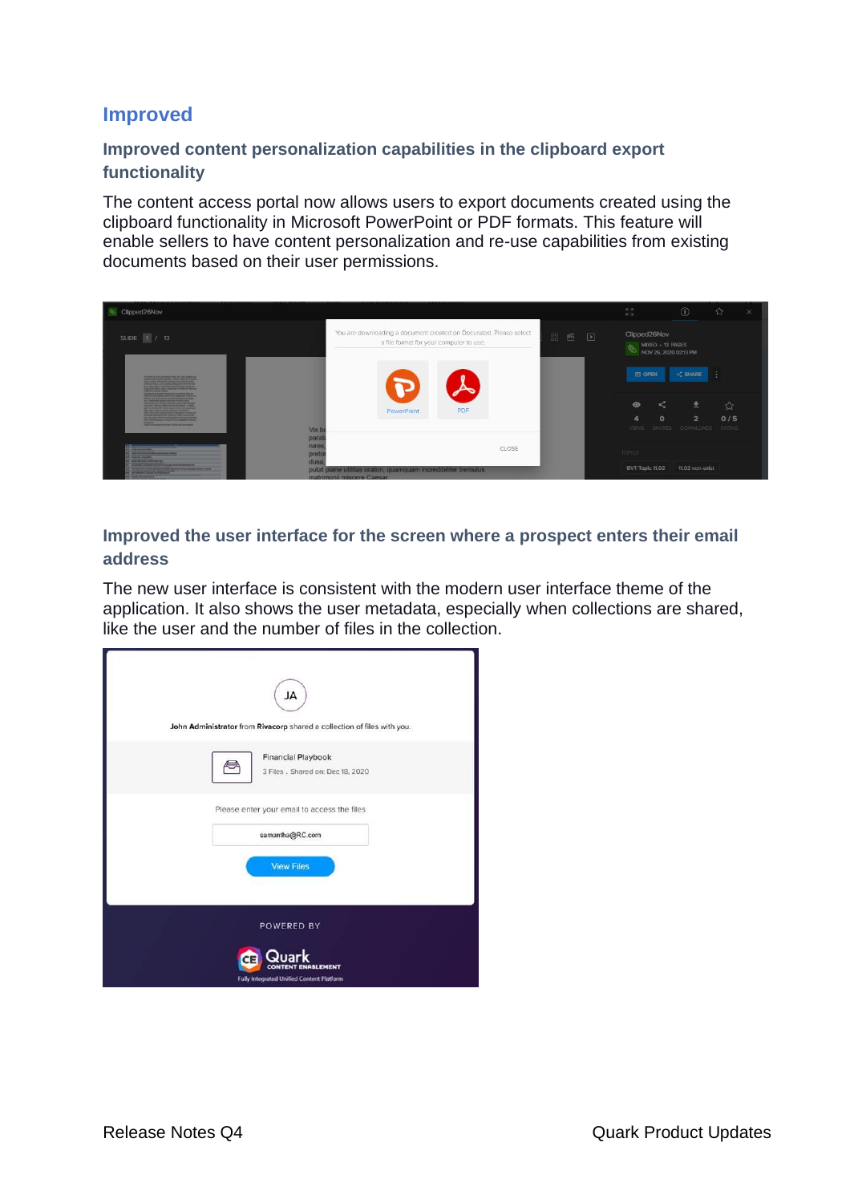## Improved

### Improved content personalization capabilities in the clipboard export functionality

The content access portal now allows users to export documents created using the clipboard functionality in Microsoft PowerPoint or PDF formats. This feature will enable sellers to have content personalization and re-use capabilities from existing documents based on their user permissions.

### Improved the user interface for the screen where a prospect enters their email address

The new user interface is consistent with the modern user interface theme of the application. It also shows the user metadata, especially when collections are shared, like the user and the number of files in the collection.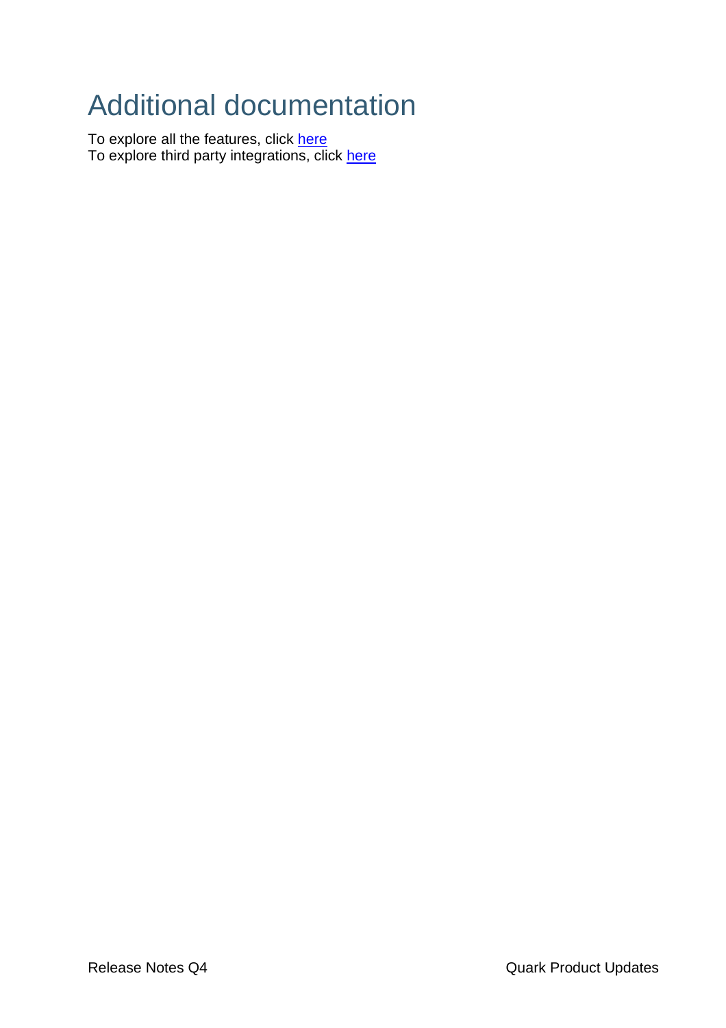# Additional documentation

To explore all the features, click here
To explore third party integrations, click here